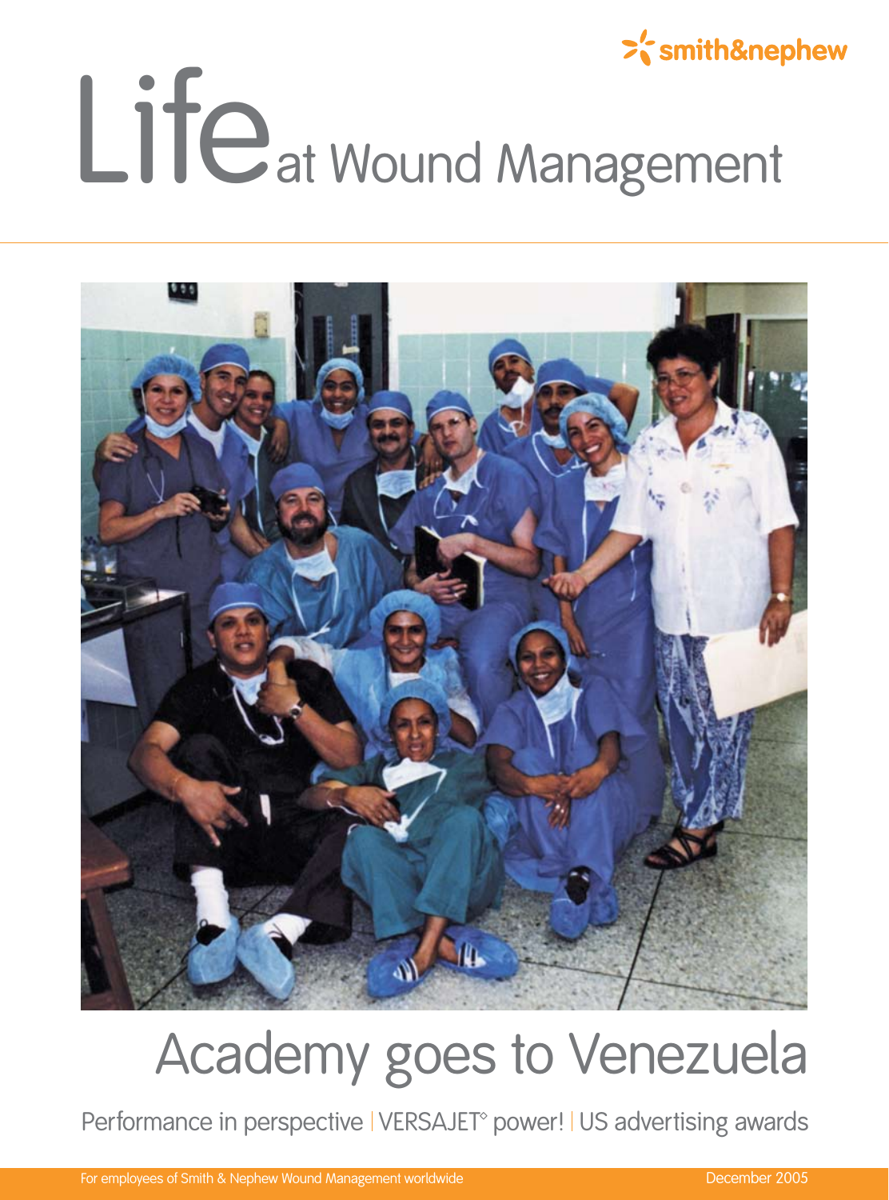smith&nephew

# Life at Wound Management

## Academy goes to Venezuela

Performance in perspective | VERSAJET° power! | US advertising awards

For employees of Smith & Nephew Wound Management worldwide

December 2005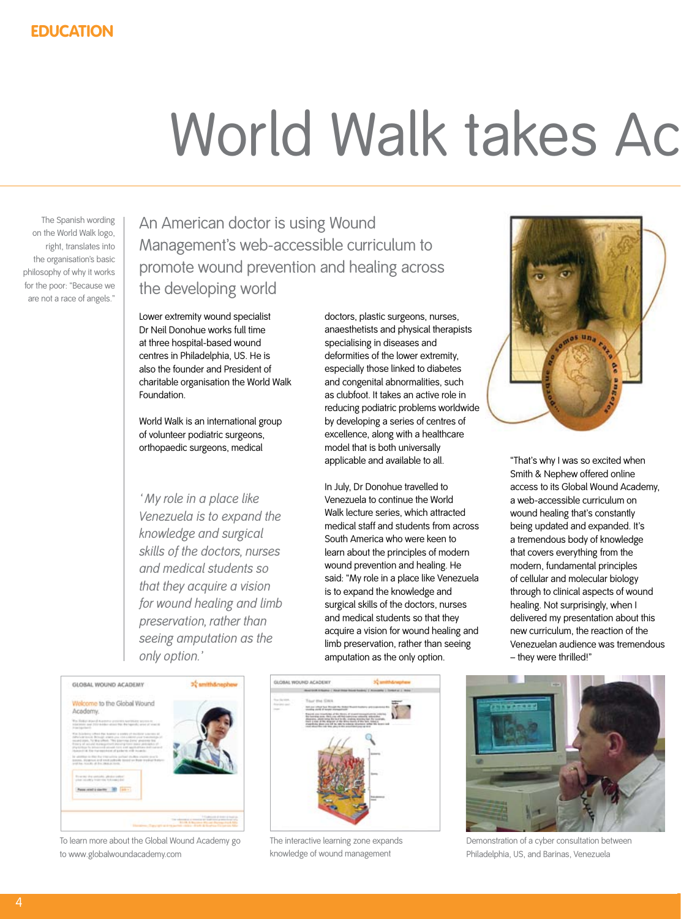EDUCATION

# World Walk takes Ac

The Spanish wording on the World Walk logo, right, translates into the organisation's basic philosophy of why it works for the poor: "Because we are not a race of angels."

## An American doctor is using Wound Management's web-accessible curriculum to promote wound prevention and healing across the developing world

Lower extremity wound specialist Dr Neil Donohue works full time at three hospital-based wound centres in Philadelphia, US. He is also the founder and President of charitable organisation the World Walk Foundation.

World Walk is an international group of volunteer podiatric surgeons, orthopaedic surgeons, medical doctors, plastic surgeons, nurses, anaesthetists and physical therapists specialising in diseases and deformities of the lower extremity, especially those linked to diabetes and congenital abnormalities, such as clubfoot. It takes an active role in reducing podiatric problems worldwide by developing a series of centres of excellence, along with a healthcare model that is both universally applicable and available to all.

*'My role in a place like Venezuela is to expand the knowledge and surgical skills of the doctors, nurses and medical students so that they acquire a vision for wound healing and limb preservation, rather than seeing amputation as the only option.'*

In July, Dr Donohue travelled to Venezuela to continue the World Walk lecture series, which attracted medical staff and students from across South America who were keen to learn about the principles of modern wound prevention and healing. He said: "My role in a place like Venezuela is to expand the knowledge and surgical skills of the doctors, nurses and medical students so that they acquire a vision for wound healing and limb preservation, rather than seeing amputation as the only option.

"That's why I was so excited when Smith & Nephew offered online access to its Global Wound Academy, a web-accessible curriculum on wound healing that's constantly being updated and expanded. It's a tremendous body of knowledge that covers everything from the modern, fundamental principles of cellular and molecular biology through to clinical aspects of wound healing. Not surprisingly, when I delivered my presentation about this new curriculum, the reaction of the Venezuelan audience was tremendous – they were thrilled!"

To learn more about the Global Wound Academy go to www.globalwoundacademy.com

The interactive learning zone expands knowledge of wound management

Demonstration of a cyber consultation between Philadelphia, US, and Barinas, Venezuela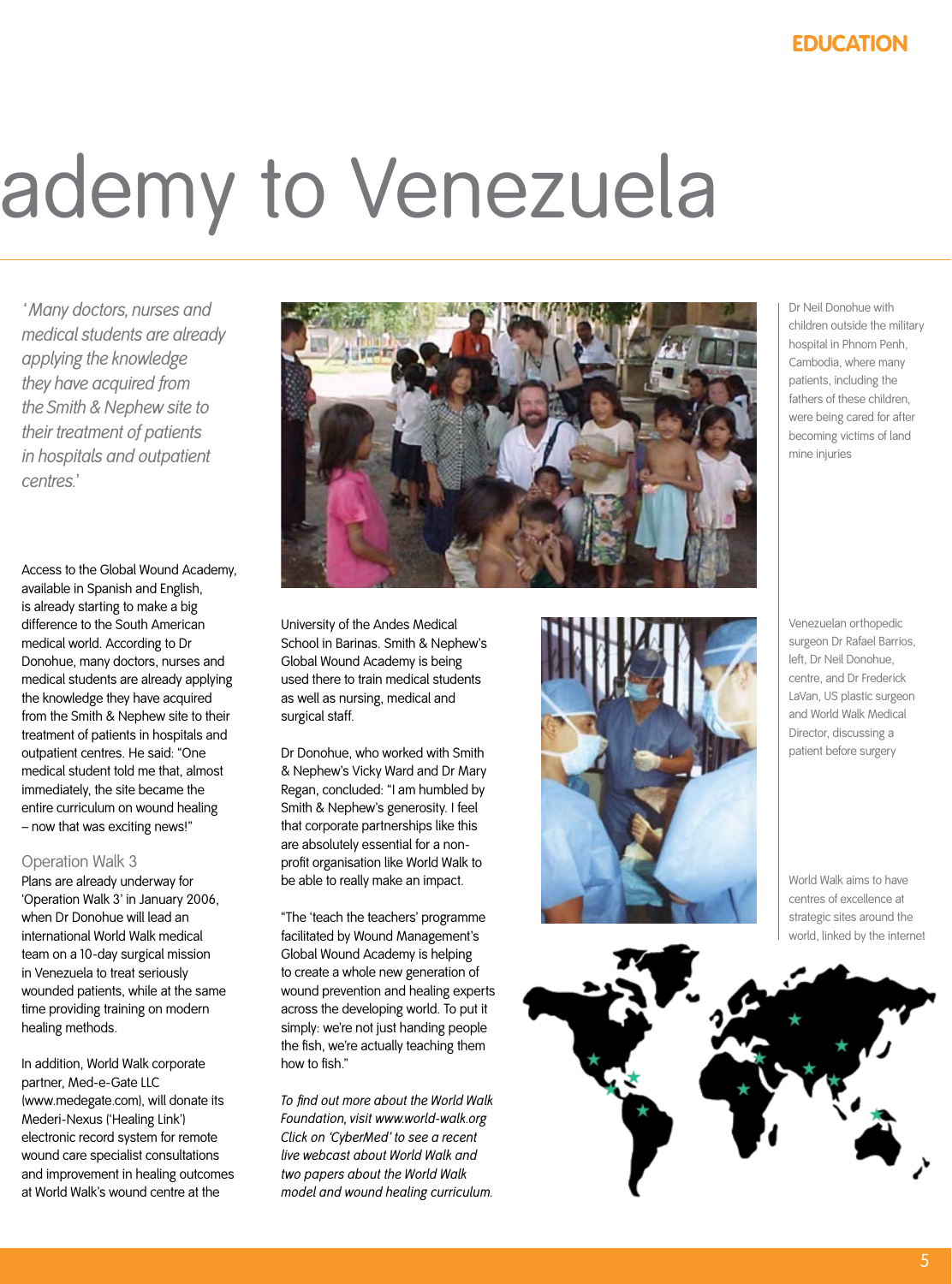# ademy to Venezuela

*'Many doctors, nurses and medical students are already applying the knowledge they have acquired from the Smith & Nephew site to their treatment of patients in hospitals and outpatient centres.'*

Access to the Global Wound Academy, available in Spanish and English, is already starting to make a big difference to the South American medical world. According to Dr Donohue, many doctors, nurses and medical students are already applying the knowledge they have acquired from the Smith & Nephew site to their treatment of patients in hospitals and outpatient centres. He said: "One medical student told me that, almost immediately, the site became the entire curriculum on wound healing – now that was exciting news!"

## Operation Walk 3

Plans are already underway for 'Operation Walk 3' in January 2006, when Dr Donohue will lead an international World Walk medical team on a 10-day surgical mission in Venezuela to treat seriously wounded patients, while at the same time providing training on modern healing methods.

In addition, World Walk corporate partner, Med-e-Gate LLC (www.medegate.com), will donate its Mederi-Nexus ('Healing Link') electronic record system for remote wound care specialist consultations and improvement in healing outcomes at World Walk's wound centre at the University of the Andes Medical School in Barinas. Smith & Nephew's Global Wound Academy is being used there to train medical students as well as nursing, medical and surgical staff.

Dr Donohue, who worked with Smith & Nephew's Vicky Ward and Dr Mary Regan, concluded: "I am humbled by Smith & Nephew's generosity. I feel that corporate partnerships like this are absolutely essential for a non-profit organisation like World Walk to be able to really make an impact.

"The 'teach the teachers' programme facilitated by Wound Management's Global Wound Academy is helping to create a whole new generation of wound prevention and healing experts across the developing world. To put it simply: we're not just handing people the fish, we're actually teaching them how to fish."

*To find out more about the World Walk Foundation, visit www.world-walk.org Click on 'CyberMed' to see a recent live webcast about World Walk and two papers about the World Walk model and wound healing curriculum.*

Dr Neil Donohue with children outside the military hospital in Phnom Penh, Cambodia, where many patients, including the fathers of these children, were being cared for after becoming victims of land mine injuries

Venezuelan orthopedic surgeon Dr Rafael Barrios, left, Dr Neil Donohue, centre, and Dr Frederick LaVan, US plastic surgeon and World Walk Medical Director, discussing a patient before surgery

World Walk aims to have centres of excellence at strategic sites around the world, linked by the internet